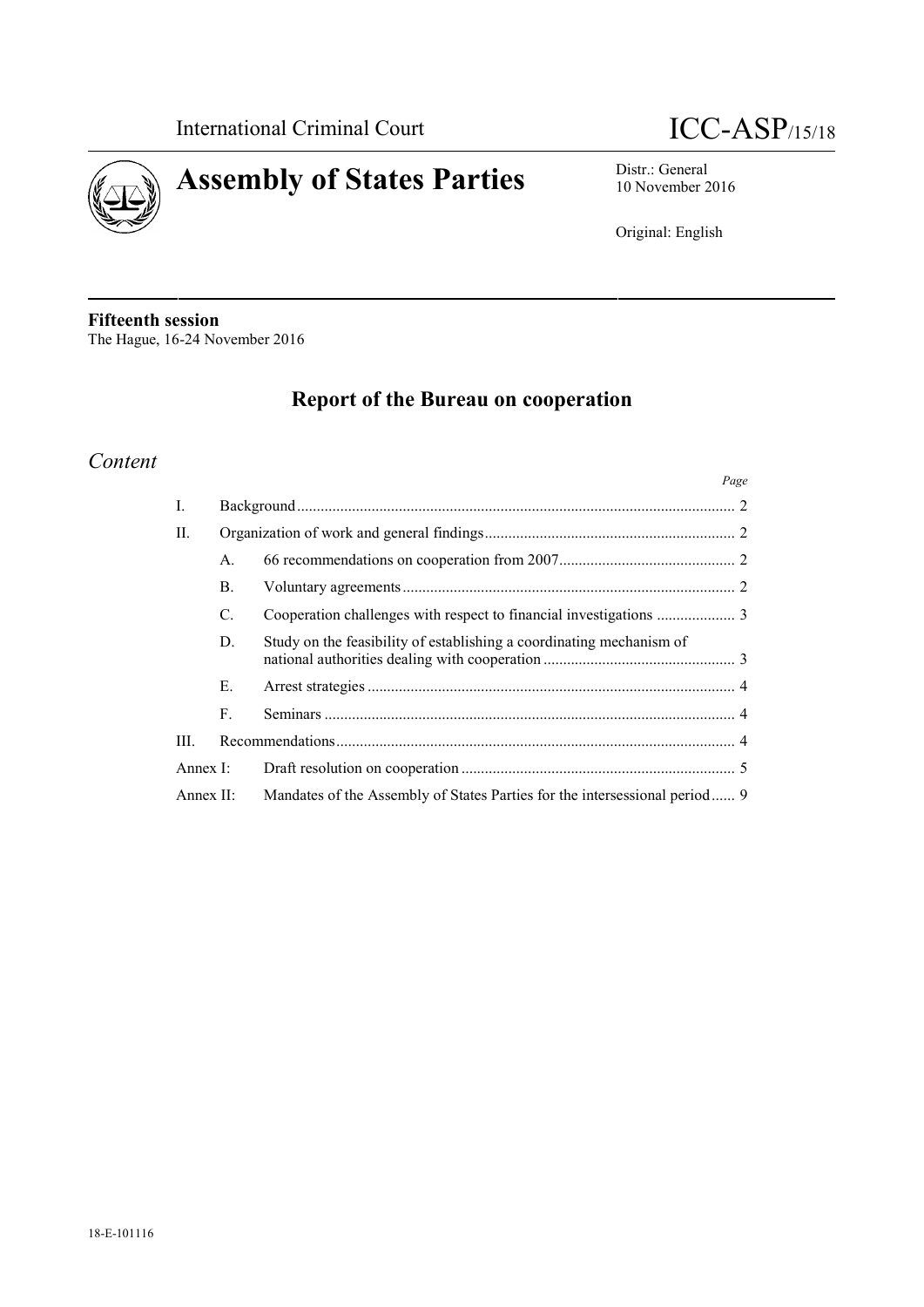International Criminal Court

ICC-ASP/15/18

# Assembly of States Parties

Distr.: General
10 November 2016

Original: English

**Fifteenth session**
The Hague, 16-24 November 2016

## Report of the Bureau on cooperation

### *Content*

| | | | *Page* |
|---|---|---|---|
| I. | | Background | 2 |
| II. | | Organization of work and general findings | 2 |
| | A. | 66 recommendations on cooperation from 2007 | 2 |
| | B. | Voluntary agreements | 2 |
| | C. | Cooperation challenges with respect to financial investigations | 3 |
| | D. | Study on the feasibility of establishing a coordinating mechanism of national authorities dealing with cooperation | 3 |
| | E. | Arrest strategies | 4 |
| | F. | Seminars | 4 |
| III. | | Recommendations | 4 |
| Annex I: | | Draft resolution on cooperation | 5 |
| Annex II: | | Mandates of the Assembly of States Parties for the intersessional period | 9 |

18-E-101116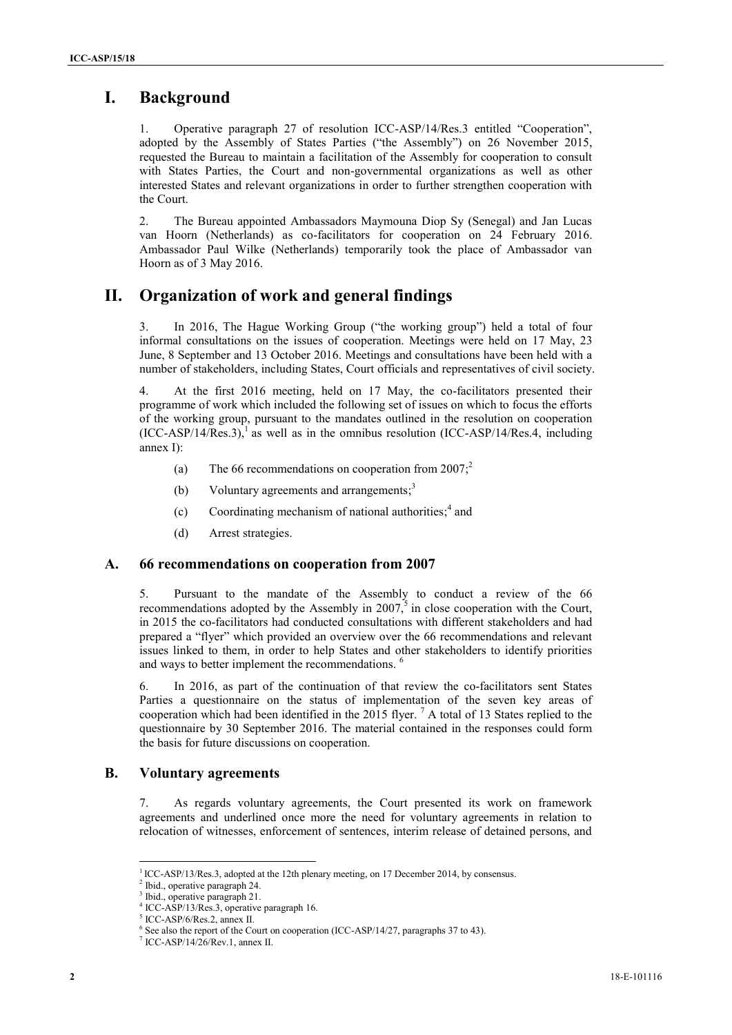# I. Background

1. Operative paragraph 27 of resolution ICC-ASP/14/Res.3 entitled "Cooperation", adopted by the Assembly of States Parties ("the Assembly") on 26 November 2015, requested the Bureau to maintain a facilitation of the Assembly for cooperation to consult with States Parties, the Court and non-governmental organizations as well as other interested States and relevant organizations in order to further strengthen cooperation with the Court.

2. The Bureau appointed Ambassadors Maymouna Diop Sy (Senegal) and Jan Lucas van Hoorn (Netherlands) as co-facilitators for cooperation on 24 February 2016. Ambassador Paul Wilke (Netherlands) temporarily took the place of Ambassador van Hoorn as of 3 May 2016.

# II. Organization of work and general findings

3. In 2016, The Hague Working Group ("the working group") held a total of four informal consultations on the issues of cooperation. Meetings were held on 17 May, 23 June, 8 September and 13 October 2016. Meetings and consultations have been held with a number of stakeholders, including States, Court officials and representatives of civil society.

4. At the first 2016 meeting, held on 17 May, the co-facilitators presented their programme of work which included the following set of issues on which to focus the efforts of the working group, pursuant to the mandates outlined in the resolution on cooperation (ICC-ASP/14/Res.3),[1] as well as in the omnibus resolution (ICC-ASP/14/Res.4, including annex I):

(a) The 66 recommendations on cooperation from 2007;[2]

(b) Voluntary agreements and arrangements;[3]

(c) Coordinating mechanism of national authorities;[4] and

(d) Arrest strategies.

## A. 66 recommendations on cooperation from 2007

5. Pursuant to the mandate of the Assembly to conduct a review of the 66 recommendations adopted by the Assembly in 2007,[5] in close cooperation with the Court, in 2015 the co-facilitators had conducted consultations with different stakeholders and had prepared a "flyer" which provided an overview over the 66 recommendations and relevant issues linked to them, in order to help States and other stakeholders to identify priorities and ways to better implement the recommendations.[6]

6. In 2016, as part of the continuation of that review the co-facilitators sent States Parties a questionnaire on the status of implementation of the seven key areas of cooperation which had been identified in the 2015 flyer.[7] A total of 13 States replied to the questionnaire by 30 September 2016. The material contained in the responses could form the basis for future discussions on cooperation.

## B. Voluntary agreements

7. As regards voluntary agreements, the Court presented its work on framework agreements and underlined once more the need for voluntary agreements in relation to relocation of witnesses, enforcement of sentences, interim release of detained persons, and

---

[1] ICC-ASP/13/Res.3, adopted at the 12th plenary meeting, on 17 December 2014, by consensus.

[2] Ibid., operative paragraph 24.

[3] Ibid., operative paragraph 21.

[4] ICC-ASP/13/Res.3, operative paragraph 16.

[5] ICC-ASP/6/Res.2, annex II.

[6] See also the report of the Court on cooperation (ICC-ASP/14/27, paragraphs 37 to 43).

[7] ICC-ASP/14/26/Rev.1, annex II.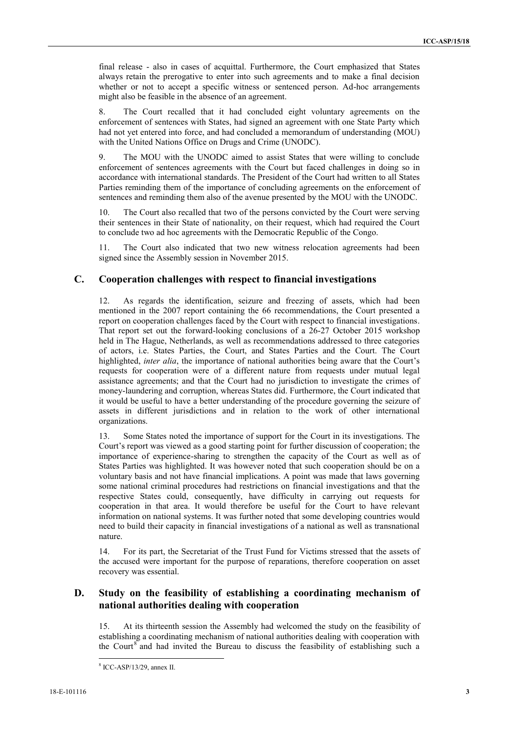final release - also in cases of acquittal. Furthermore, the Court emphasized that States always retain the prerogative to enter into such agreements and to make a final decision whether or not to accept a specific witness or sentenced person. Ad-hoc arrangements might also be feasible in the absence of an agreement.

8. The Court recalled that it had concluded eight voluntary agreements on the enforcement of sentences with States, had signed an agreement with one State Party which had not yet entered into force, and had concluded a memorandum of understanding (MOU) with the United Nations Office on Drugs and Crime (UNODC).

9. The MOU with the UNODC aimed to assist States that were willing to conclude enforcement of sentences agreements with the Court but faced challenges in doing so in accordance with international standards. The President of the Court had written to all States Parties reminding them of the importance of concluding agreements on the enforcement of sentences and reminding them also of the avenue presented by the MOU with the UNODC.

10. The Court also recalled that two of the persons convicted by the Court were serving their sentences in their State of nationality, on their request, which had required the Court to conclude two ad hoc agreements with the Democratic Republic of the Congo.

11. The Court also indicated that two new witness relocation agreements had been signed since the Assembly session in November 2015.

## C. Cooperation challenges with respect to financial investigations

12. As regards the identification, seizure and freezing of assets, which had been mentioned in the 2007 report containing the 66 recommendations, the Court presented a report on cooperation challenges faced by the Court with respect to financial investigations. That report set out the forward-looking conclusions of a 26-27 October 2015 workshop held in The Hague, Netherlands, as well as recommendations addressed to three categories of actors, i.e. States Parties, the Court, and States Parties and the Court. The Court highlighted, *inter alia*, the importance of national authorities being aware that the Court's requests for cooperation were of a different nature from requests under mutual legal assistance agreements; and that the Court had no jurisdiction to investigate the crimes of money-laundering and corruption, whereas States did. Furthermore, the Court indicated that it would be useful to have a better understanding of the procedure governing the seizure of assets in different jurisdictions and in relation to the work of other international organizations.

13. Some States noted the importance of support for the Court in its investigations. The Court's report was viewed as a good starting point for further discussion of cooperation; the importance of experience-sharing to strengthen the capacity of the Court as well as of States Parties was highlighted. It was however noted that such cooperation should be on a voluntary basis and not have financial implications. A point was made that laws governing some national criminal procedures had restrictions on financial investigations and that the respective States could, consequently, have difficulty in carrying out requests for cooperation in that area. It would therefore be useful for the Court to have relevant information on national systems. It was further noted that some developing countries would need to build their capacity in financial investigations of a national as well as transnational nature.

14. For its part, the Secretariat of the Trust Fund for Victims stressed that the assets of the accused were important for the purpose of reparations, therefore cooperation on asset recovery was essential.

## D. Study on the feasibility of establishing a coordinating mechanism of national authorities dealing with cooperation

15. At its thirteenth session the Assembly had welcomed the study on the feasibility of establishing a coordinating mechanism of national authorities dealing with cooperation with the Court[8] and had invited the Bureau to discuss the feasibility of establishing such a

[8] ICC-ASP/13/29, annex II.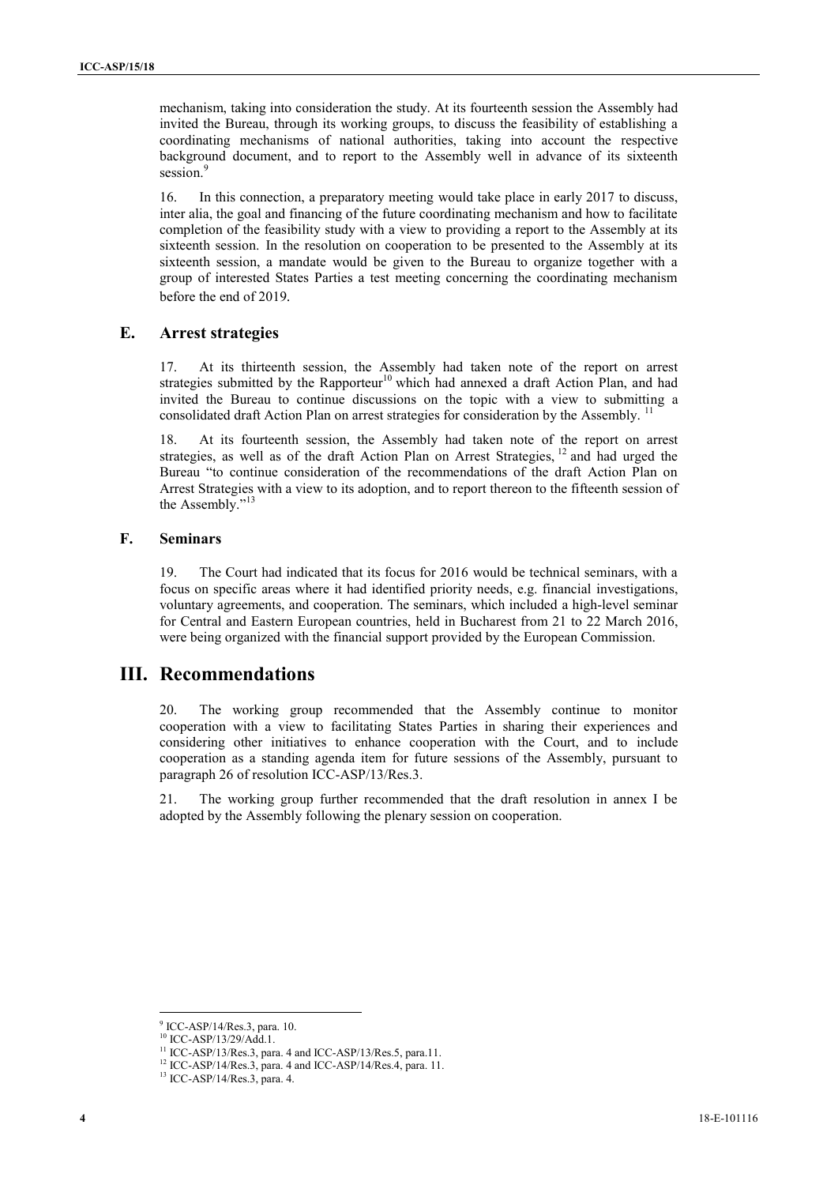mechanism, taking into consideration the study. At its fourteenth session the Assembly had invited the Bureau, through its working groups, to discuss the feasibility of establishing a coordinating mechanisms of national authorities, taking into account the respective background document, and to report to the Assembly well in advance of its sixteenth session.[9]

16. In this connection, a preparatory meeting would take place in early 2017 to discuss, inter alia, the goal and financing of the future coordinating mechanism and how to facilitate completion of the feasibility study with a view to providing a report to the Assembly at its sixteenth session. In the resolution on cooperation to be presented to the Assembly at its sixteenth session, a mandate would be given to the Bureau to organize together with a group of interested States Parties a test meeting concerning the coordinating mechanism before the end of 2019.

### E. Arrest strategies

17. At its thirteenth session, the Assembly had taken note of the report on arrest strategies submitted by the Rapporteur[10] which had annexed a draft Action Plan, and had invited the Bureau to continue discussions on the topic with a view to submitting a consolidated draft Action Plan on arrest strategies for consideration by the Assembly.[11]

18. At its fourteenth session, the Assembly had taken note of the report on arrest strategies, as well as of the draft Action Plan on Arrest Strategies,[12] and had urged the Bureau "to continue consideration of the recommendations of the draft Action Plan on Arrest Strategies with a view to its adoption, and to report thereon to the fifteenth session of the Assembly."[13]

### F. Seminars

19. The Court had indicated that its focus for 2016 would be technical seminars, with a focus on specific areas where it had identified priority needs, e.g. financial investigations, voluntary agreements, and cooperation. The seminars, which included a high-level seminar for Central and Eastern European countries, held in Bucharest from 21 to 22 March 2016, were being organized with the financial support provided by the European Commission.

## III. Recommendations

20. The working group recommended that the Assembly continue to monitor cooperation with a view to facilitating States Parties in sharing their experiences and considering other initiatives to enhance cooperation with the Court, and to include cooperation as a standing agenda item for future sessions of the Assembly, pursuant to paragraph 26 of resolution ICC-ASP/13/Res.3.

21. The working group further recommended that the draft resolution in annex I be adopted by the Assembly following the plenary session on cooperation.

---

[9] ICC-ASP/14/Res.3, para. 10.

[10] ICC-ASP/13/29/Add.1.

[11] ICC-ASP/13/Res.3, para. 4 and ICC-ASP/13/Res.5, para.11.

[12] ICC-ASP/14/Res.3, para. 4 and ICC-ASP/14/Res.4, para. 11.

[13] ICC-ASP/14/Res.3, para. 4.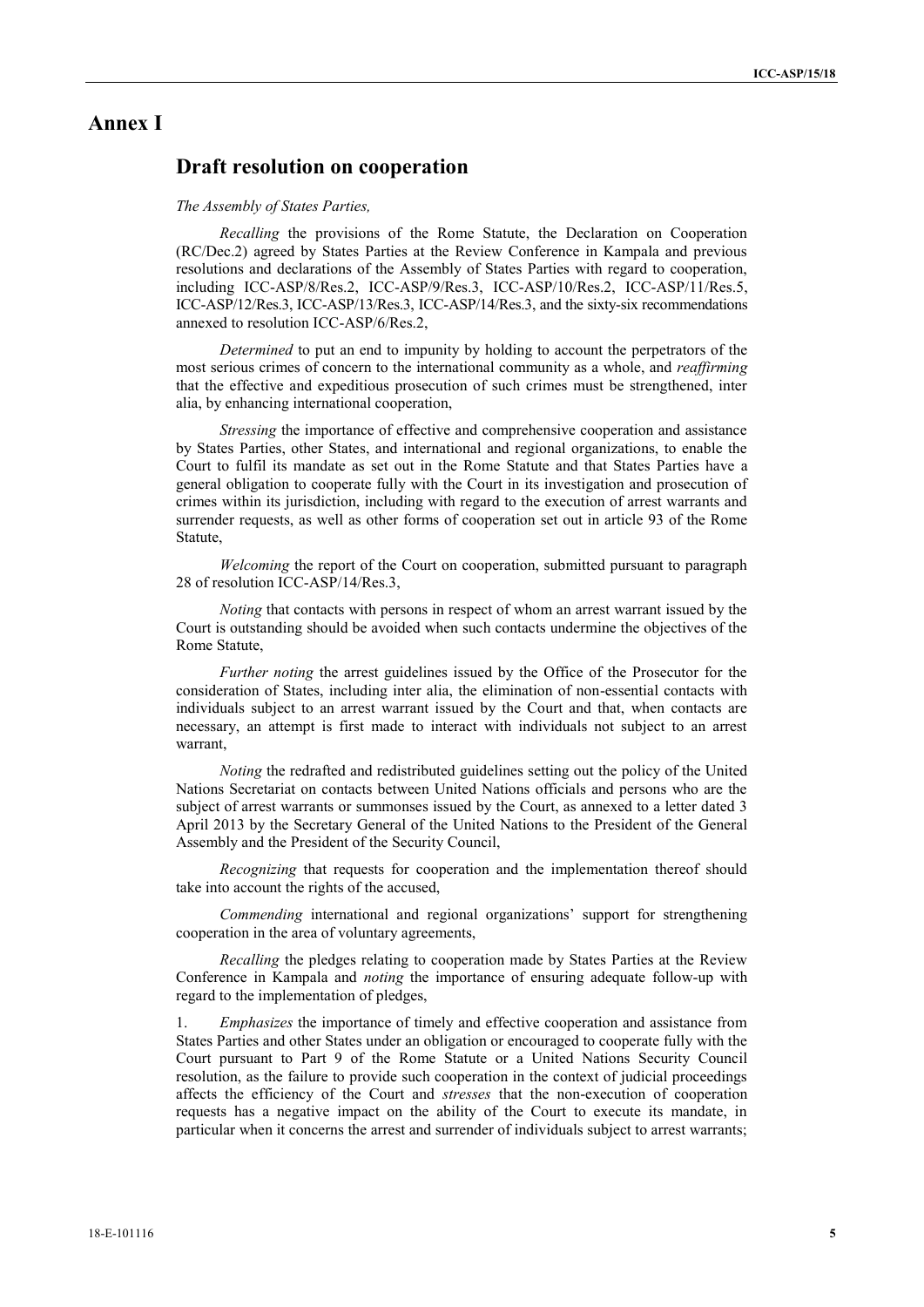# Annex I

## Draft resolution on cooperation

*The Assembly of States Parties,*

*Recalling* the provisions of the Rome Statute, the Declaration on Cooperation (RC/Dec.2) agreed by States Parties at the Review Conference in Kampala and previous resolutions and declarations of the Assembly of States Parties with regard to cooperation, including ICC-ASP/8/Res.2, ICC-ASP/9/Res.3, ICC-ASP/10/Res.2, ICC-ASP/11/Res.5, ICC-ASP/12/Res.3, ICC-ASP/13/Res.3, ICC-ASP/14/Res.3, and the sixty-six recommendations annexed to resolution ICC-ASP/6/Res.2,

*Determined* to put an end to impunity by holding to account the perpetrators of the most serious crimes of concern to the international community as a whole, and *reaffirming* that the effective and expeditious prosecution of such crimes must be strengthened, inter alia, by enhancing international cooperation,

*Stressing* the importance of effective and comprehensive cooperation and assistance by States Parties, other States, and international and regional organizations, to enable the Court to fulfil its mandate as set out in the Rome Statute and that States Parties have a general obligation to cooperate fully with the Court in its investigation and prosecution of crimes within its jurisdiction, including with regard to the execution of arrest warrants and surrender requests, as well as other forms of cooperation set out in article 93 of the Rome Statute,

*Welcoming* the report of the Court on cooperation, submitted pursuant to paragraph 28 of resolution ICC-ASP/14/Res.3,

*Noting* that contacts with persons in respect of whom an arrest warrant issued by the Court is outstanding should be avoided when such contacts undermine the objectives of the Rome Statute,

*Further noting* the arrest guidelines issued by the Office of the Prosecutor for the consideration of States, including inter alia, the elimination of non-essential contacts with individuals subject to an arrest warrant issued by the Court and that, when contacts are necessary, an attempt is first made to interact with individuals not subject to an arrest warrant,

*Noting* the redrafted and redistributed guidelines setting out the policy of the United Nations Secretariat on contacts between United Nations officials and persons who are the subject of arrest warrants or summonses issued by the Court, as annexed to a letter dated 3 April 2013 by the Secretary General of the United Nations to the President of the General Assembly and the President of the Security Council,

*Recognizing* that requests for cooperation and the implementation thereof should take into account the rights of the accused,

*Commending* international and regional organizations' support for strengthening cooperation in the area of voluntary agreements,

*Recalling* the pledges relating to cooperation made by States Parties at the Review Conference in Kampala and *noting* the importance of ensuring adequate follow-up with regard to the implementation of pledges,

1. *Emphasizes* the importance of timely and effective cooperation and assistance from States Parties and other States under an obligation or encouraged to cooperate fully with the Court pursuant to Part 9 of the Rome Statute or a United Nations Security Council resolution, as the failure to provide such cooperation in the context of judicial proceedings affects the efficiency of the Court and *stresses* that the non-execution of cooperation requests has a negative impact on the ability of the Court to execute its mandate, in particular when it concerns the arrest and surrender of individuals subject to arrest warrants;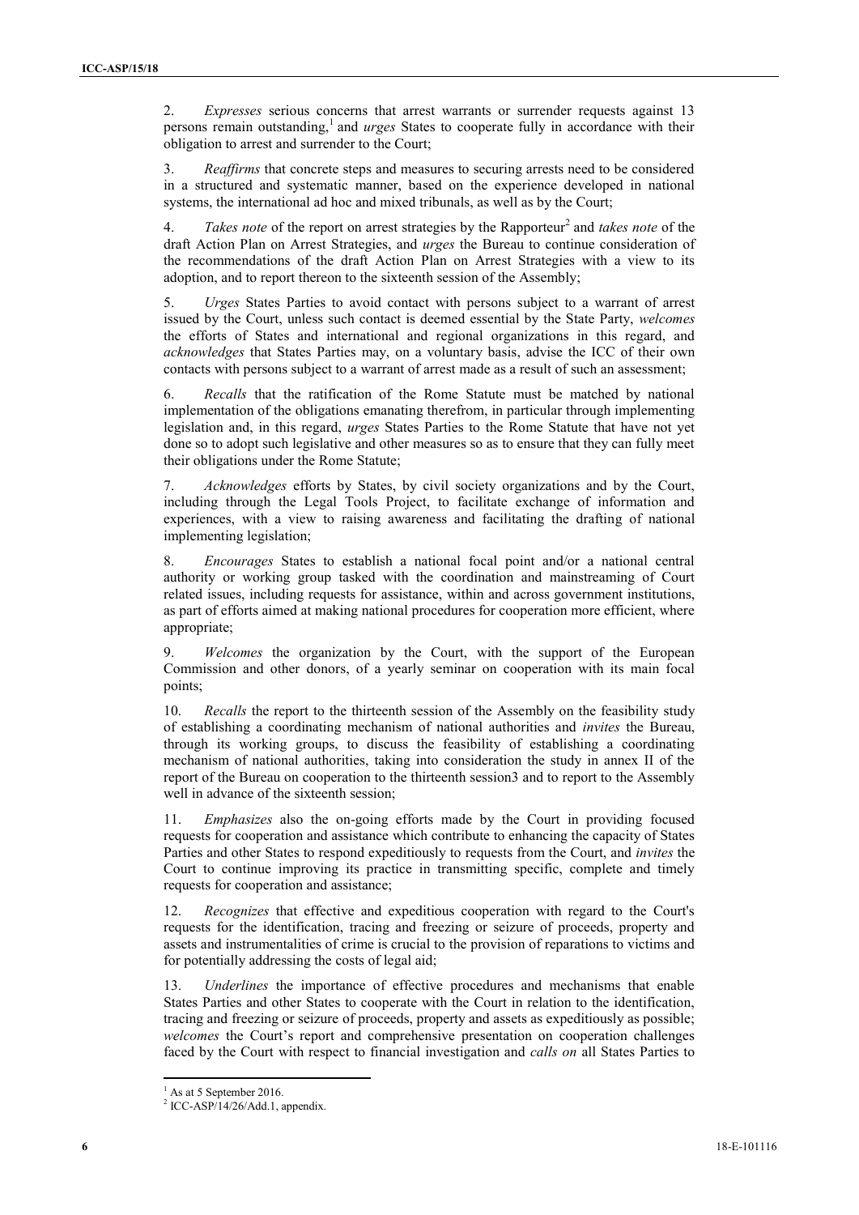2. *Expresses* serious concerns that arrest warrants or surrender requests against 13 persons remain outstanding,[1] and *urges* States to cooperate fully in accordance with their obligation to arrest and surrender to the Court;

3. *Reaffirms* that concrete steps and measures to securing arrests need to be considered in a structured and systematic manner, based on the experience developed in national systems, the international ad hoc and mixed tribunals, as well as by the Court;

4. *Takes note* of the report on arrest strategies by the Rapporteur[2] and *takes note* of the draft Action Plan on Arrest Strategies, and *urges* the Bureau to continue consideration of the recommendations of the draft Action Plan on Arrest Strategies with a view to its adoption, and to report thereon to the sixteenth session of the Assembly;

5. *Urges* States Parties to avoid contact with persons subject to a warrant of arrest issued by the Court, unless such contact is deemed essential by the State Party, *welcomes* the efforts of States and international and regional organizations in this regard, and *acknowledges* that States Parties may, on a voluntary basis, advise the ICC of their own contacts with persons subject to a warrant of arrest made as a result of such an assessment;

6. *Recalls* that the ratification of the Rome Statute must be matched by national implementation of the obligations emanating therefrom, in particular through implementing legislation and, in this regard, *urges* States Parties to the Rome Statute that have not yet done so to adopt such legislative and other measures so as to ensure that they can fully meet their obligations under the Rome Statute;

7. *Acknowledges* efforts by States, by civil society organizations and by the Court, including through the Legal Tools Project, to facilitate exchange of information and experiences, with a view to raising awareness and facilitating the drafting of national implementing legislation;

8. *Encourages* States to establish a national focal point and/or a national central authority or working group tasked with the coordination and mainstreaming of Court related issues, including requests for assistance, within and across government institutions, as part of efforts aimed at making national procedures for cooperation more efficient, where appropriate;

9. *Welcomes* the organization by the Court, with the support of the European Commission and other donors, of a yearly seminar on cooperation with its main focal points;

10. *Recalls* the report to the thirteenth session of the Assembly on the feasibility study of establishing a coordinating mechanism of national authorities and *invites* the Bureau, through its working groups, to discuss the feasibility of establishing a coordinating mechanism of national authorities, taking into consideration the study in annex II of the report of the Bureau on cooperation to the thirteenth session3 and to report to the Assembly well in advance of the sixteenth session;

11. *Emphasizes* also the on-going efforts made by the Court in providing focused requests for cooperation and assistance which contribute to enhancing the capacity of States Parties and other States to respond expeditiously to requests from the Court, and *invites* the Court to continue improving its practice in transmitting specific, complete and timely requests for cooperation and assistance;

12. *Recognizes* that effective and expeditious cooperation with regard to the Court's requests for the identification, tracing and freezing or seizure of proceeds, property and assets and instrumentalities of crime is crucial to the provision of reparations to victims and for potentially addressing the costs of legal aid;

13. *Underlines* the importance of effective procedures and mechanisms that enable States Parties and other States to cooperate with the Court in relation to the identification, tracing and freezing or seizure of proceeds, property and assets as expeditiously as possible; *welcomes* the Court's report and comprehensive presentation on cooperation challenges faced by the Court with respect to financial investigation and *calls on* all States Parties to

---

[1] As at 5 September 2016.

[2] ICC-ASP/14/26/Add.1, appendix.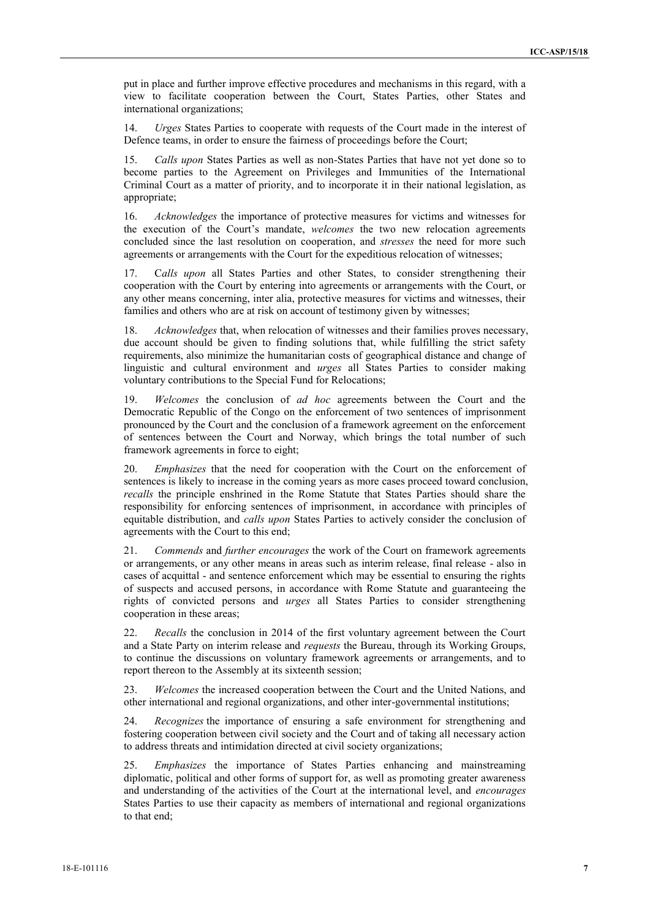put in place and further improve effective procedures and mechanisms in this regard, with a view to facilitate cooperation between the Court, States Parties, other States and international organizations;

14. *Urges* States Parties to cooperate with requests of the Court made in the interest of Defence teams, in order to ensure the fairness of proceedings before the Court;

15. *Calls upon* States Parties as well as non-States Parties that have not yet done so to become parties to the Agreement on Privileges and Immunities of the International Criminal Court as a matter of priority, and to incorporate it in their national legislation, as appropriate;

16. *Acknowledges* the importance of protective measures for victims and witnesses for the execution of the Court's mandate, *welcomes* the two new relocation agreements concluded since the last resolution on cooperation, and *stresses* the need for more such agreements or arrangements with the Court for the expeditious relocation of witnesses;

17. C*alls upon* all States Parties and other States, to consider strengthening their cooperation with the Court by entering into agreements or arrangements with the Court, or any other means concerning, inter alia, protective measures for victims and witnesses, their families and others who are at risk on account of testimony given by witnesses;

18. *Acknowledges* that, when relocation of witnesses and their families proves necessary, due account should be given to finding solutions that, while fulfilling the strict safety requirements, also minimize the humanitarian costs of geographical distance and change of linguistic and cultural environment and *urges* all States Parties to consider making voluntary contributions to the Special Fund for Relocations;

19. *Welcomes* the conclusion of *ad hoc* agreements between the Court and the Democratic Republic of the Congo on the enforcement of two sentences of imprisonment pronounced by the Court and the conclusion of a framework agreement on the enforcement of sentences between the Court and Norway, which brings the total number of such framework agreements in force to eight;

20. *Emphasizes* that the need for cooperation with the Court on the enforcement of sentences is likely to increase in the coming years as more cases proceed toward conclusion, *recalls* the principle enshrined in the Rome Statute that States Parties should share the responsibility for enforcing sentences of imprisonment, in accordance with principles of equitable distribution, and *calls upon* States Parties to actively consider the conclusion of agreements with the Court to this end;

21. *Commends* and *further encourages* the work of the Court on framework agreements or arrangements, or any other means in areas such as interim release, final release - also in cases of acquittal - and sentence enforcement which may be essential to ensuring the rights of suspects and accused persons, in accordance with Rome Statute and guaranteeing the rights of convicted persons and *urges* all States Parties to consider strengthening cooperation in these areas;

22. *Recalls* the conclusion in 2014 of the first voluntary agreement between the Court and a State Party on interim release and *requests* the Bureau, through its Working Groups, to continue the discussions on voluntary framework agreements or arrangements, and to report thereon to the Assembly at its sixteenth session;

23. *Welcomes* the increased cooperation between the Court and the United Nations, and other international and regional organizations, and other inter-governmental institutions;

24. *Recognizes* the importance of ensuring a safe environment for strengthening and fostering cooperation between civil society and the Court and of taking all necessary action to address threats and intimidation directed at civil society organizations;

25. *Emphasizes* the importance of States Parties enhancing and mainstreaming diplomatic, political and other forms of support for, as well as promoting greater awareness and understanding of the activities of the Court at the international level, and *encourages* States Parties to use their capacity as members of international and regional organizations to that end;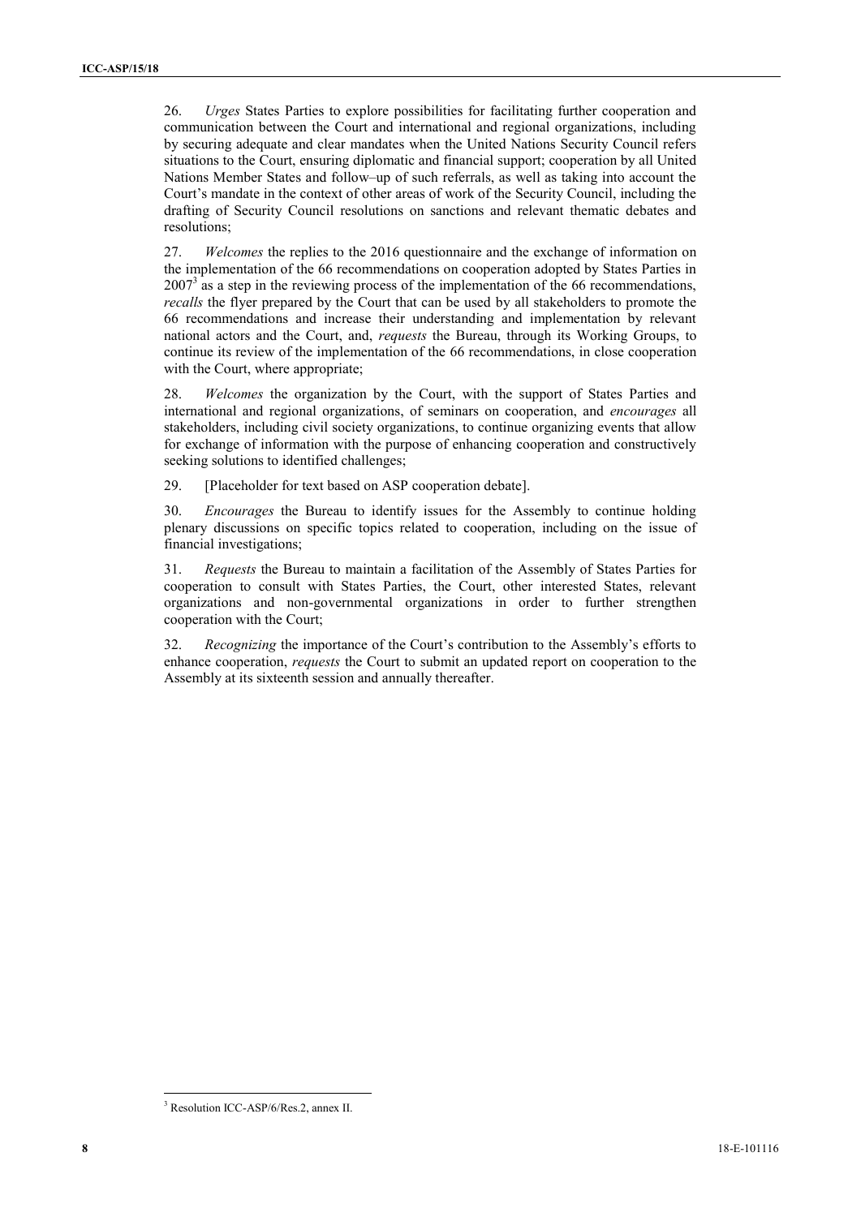26. *Urges* States Parties to explore possibilities for facilitating further cooperation and communication between the Court and international and regional organizations, including by securing adequate and clear mandates when the United Nations Security Council refers situations to the Court, ensuring diplomatic and financial support; cooperation by all United Nations Member States and follow–up of such referrals, as well as taking into account the Court's mandate in the context of other areas of work of the Security Council, including the drafting of Security Council resolutions on sanctions and relevant thematic debates and resolutions;

27. *Welcomes* the replies to the 2016 questionnaire and the exchange of information on the implementation of the 66 recommendations on cooperation adopted by States Parties in 2007[3] as a step in the reviewing process of the implementation of the 66 recommendations, *recalls* the flyer prepared by the Court that can be used by all stakeholders to promote the 66 recommendations and increase their understanding and implementation by relevant national actors and the Court, and, *requests* the Bureau, through its Working Groups, to continue its review of the implementation of the 66 recommendations, in close cooperation with the Court, where appropriate;

28. *Welcomes* the organization by the Court, with the support of States Parties and international and regional organizations, of seminars on cooperation, and *encourages* all stakeholders, including civil society organizations, to continue organizing events that allow for exchange of information with the purpose of enhancing cooperation and constructively seeking solutions to identified challenges;

29. [Placeholder for text based on ASP cooperation debate].

30. *Encourages* the Bureau to identify issues for the Assembly to continue holding plenary discussions on specific topics related to cooperation, including on the issue of financial investigations;

31. *Requests* the Bureau to maintain a facilitation of the Assembly of States Parties for cooperation to consult with States Parties, the Court, other interested States, relevant organizations and non-governmental organizations in order to further strengthen cooperation with the Court;

32. *Recognizing* the importance of the Court's contribution to the Assembly's efforts to enhance cooperation, *requests* the Court to submit an updated report on cooperation to the Assembly at its sixteenth session and annually thereafter.

[3] Resolution ICC-ASP/6/Res.2, annex II.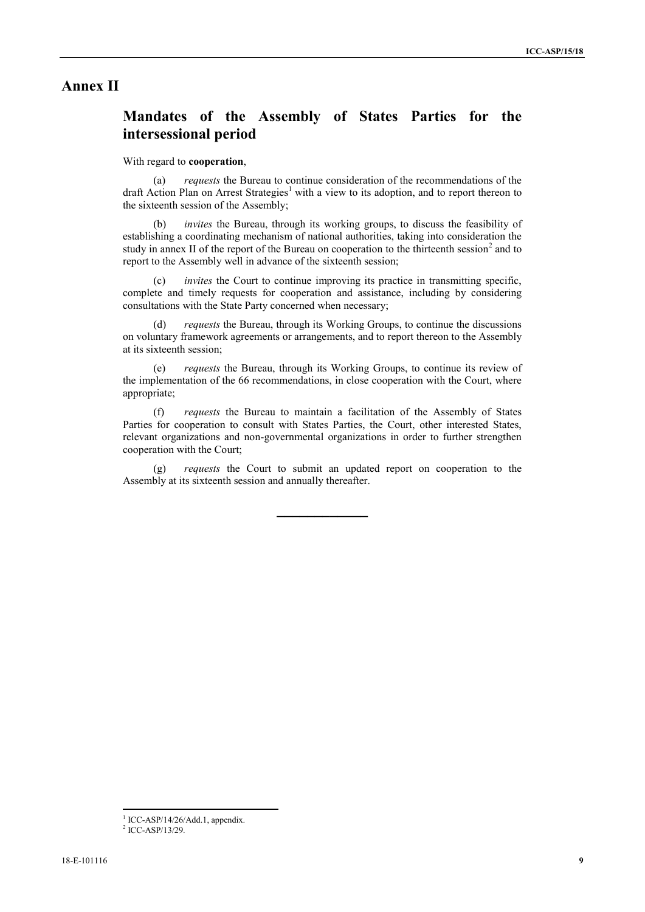# Annex II

## Mandates of the Assembly of States Parties for the intersessional period

With regard to **cooperation**,

(a) *requests* the Bureau to continue consideration of the recommendations of the draft Action Plan on Arrest Strategies[1] with a view to its adoption, and to report thereon to the sixteenth session of the Assembly;

(b) *invites* the Bureau, through its working groups, to discuss the feasibility of establishing a coordinating mechanism of national authorities, taking into consideration the study in annex II of the report of the Bureau on cooperation to the thirteenth session[2] and to report to the Assembly well in advance of the sixteenth session;

(c) *invites* the Court to continue improving its practice in transmitting specific, complete and timely requests for cooperation and assistance, including by considering consultations with the State Party concerned when necessary;

(d) *requests* the Bureau, through its Working Groups, to continue the discussions on voluntary framework agreements or arrangements, and to report thereon to the Assembly at its sixteenth session;

(e) *requests* the Bureau, through its Working Groups, to continue its review of the implementation of the 66 recommendations, in close cooperation with the Court, where appropriate;

(f) *requests* the Bureau to maintain a facilitation of the Assembly of States Parties for cooperation to consult with States Parties, the Court, other interested States, relevant organizations and non-governmental organizations in order to further strengthen cooperation with the Court;

(g) *requests* the Court to submit an updated report on cooperation to the Assembly at its sixteenth session and annually thereafter.

---

[1] ICC-ASP/14/26/Add.1, appendix.

[2] ICC-ASP/13/29.